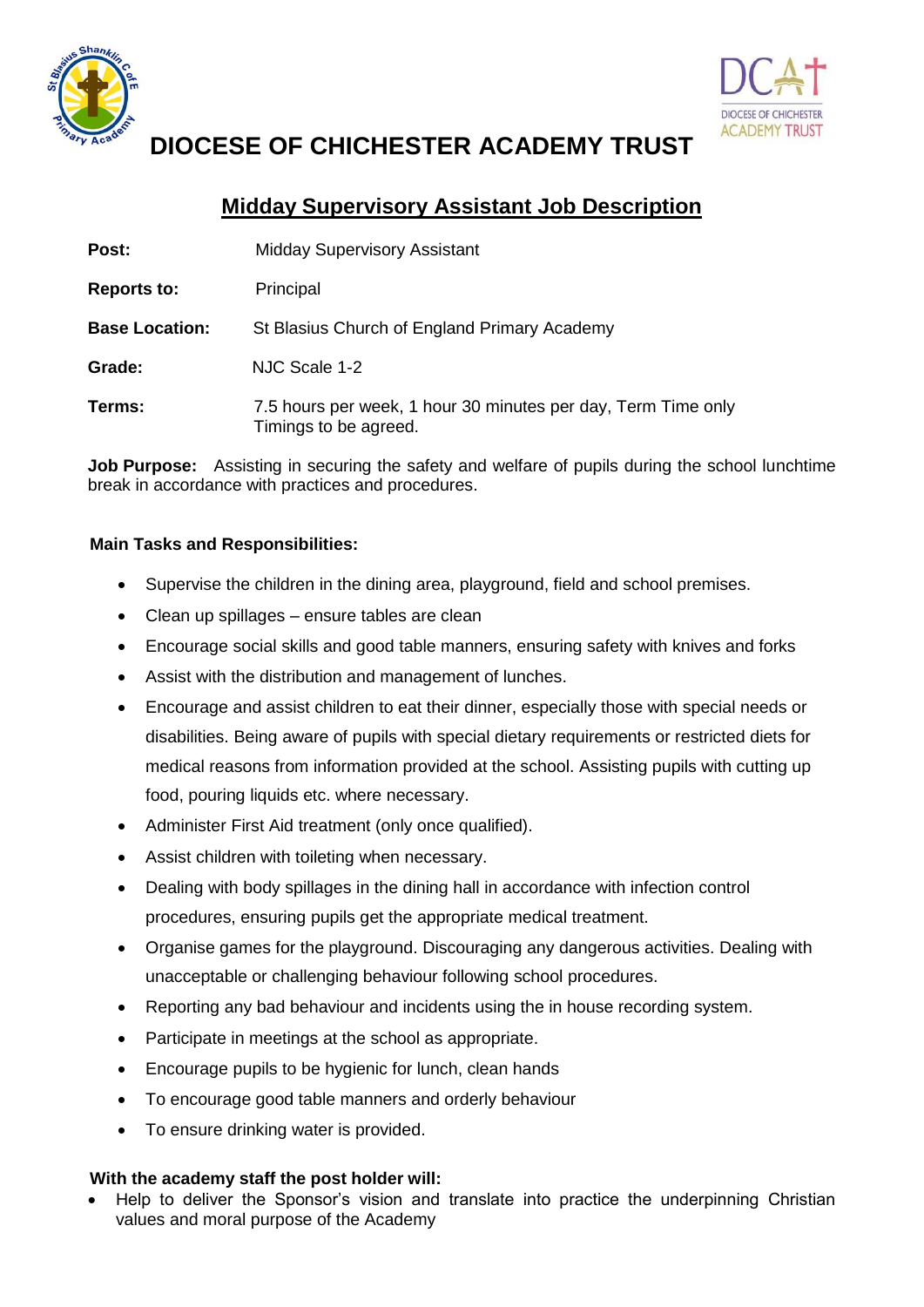# DIOCESE OF CHICHESTER ACADEMY TRUST

## Midday Supervisory Assistant Job Description

| | |
|---|---|
| **Post:** | Midday Supervisory Assistant |
| **Reports to:** | Principal |
| **Base Location:** | St Blasius Church of England Primary Academy |
| **Grade:** | NJC Scale 1-2 |
| **Terms:** | 7.5 hours per week, 1 hour 30 minutes per day, Term Time only<br>Timings to be agreed. |

**Job Purpose:** Assisting in securing the safety and welfare of pupils during the school lunchtime break in accordance with practices and procedures.

**Main Tasks and Responsibilities:**

- Supervise the children in the dining area, playground, field and school premises.
- Clean up spillages – ensure tables are clean
- Encourage social skills and good table manners, ensuring safety with knives and forks
- Assist with the distribution and management of lunches.
- Encourage and assist children to eat their dinner, especially those with special needs or disabilities. Being aware of pupils with special dietary requirements or restricted diets for medical reasons from information provided at the school. Assisting pupils with cutting up food, pouring liquids etc. where necessary.
- Administer First Aid treatment (only once qualified).
- Assist children with toileting when necessary.
- Dealing with body spillages in the dining hall in accordance with infection control procedures, ensuring pupils get the appropriate medical treatment.
- Organise games for the playground. Discouraging any dangerous activities. Dealing with unacceptable or challenging behaviour following school procedures.
- Reporting any bad behaviour and incidents using the in house recording system.
- Participate in meetings at the school as appropriate.
- Encourage pupils to be hygienic for lunch, clean hands
- To encourage good table manners and orderly behaviour
- To ensure drinking water is provided.

**With the academy staff the post holder will:**

- Help to deliver the Sponsor's vision and translate into practice the underpinning Christian values and moral purpose of the Academy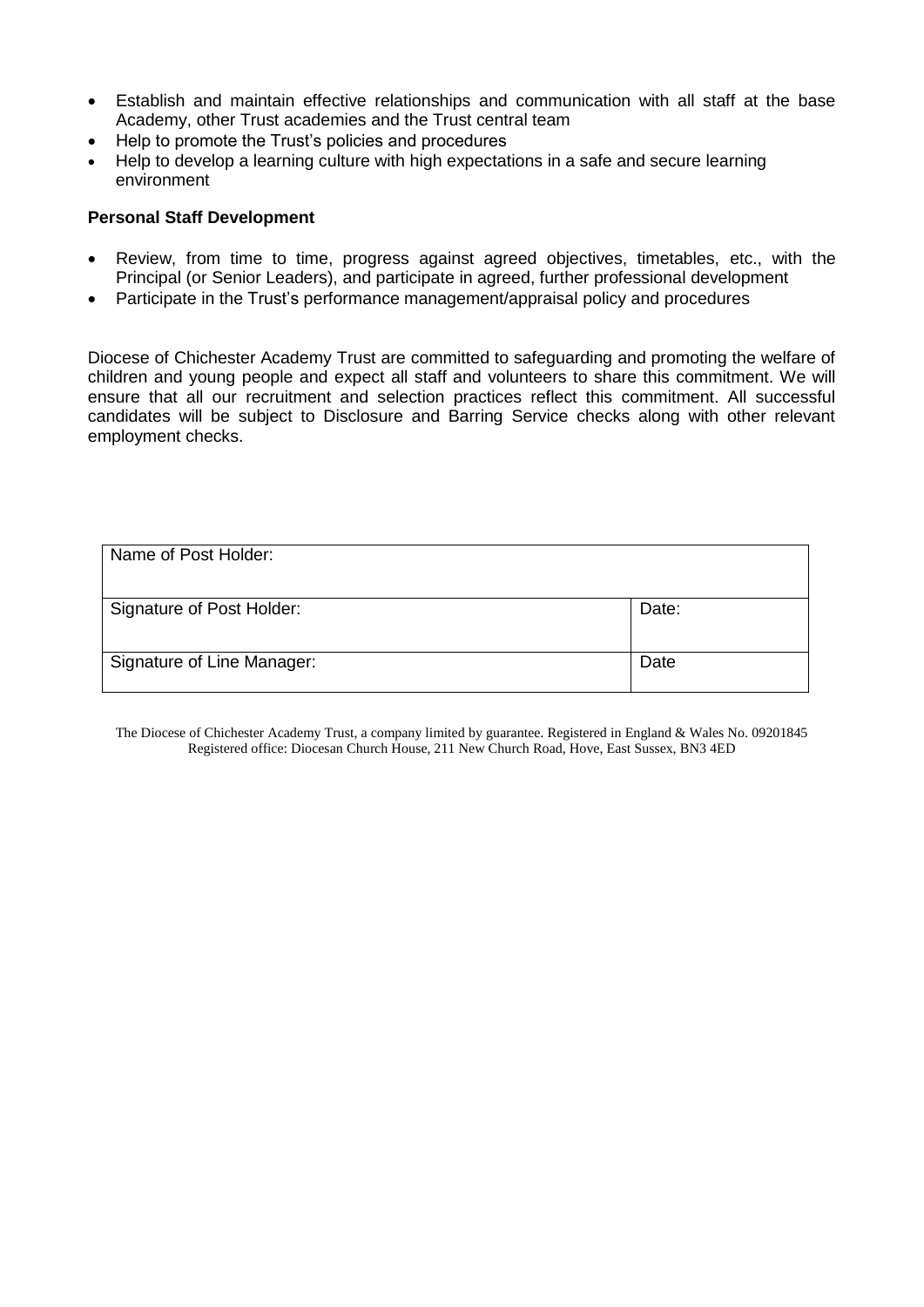- Establish and maintain effective relationships and communication with all staff at the base Academy, other Trust academies and the Trust central team
- Help to promote the Trust's policies and procedures
- Help to develop a learning culture with high expectations in a safe and secure learning environment

**Personal Staff Development**

- Review, from time to time, progress against agreed objectives, timetables, etc., with the Principal (or Senior Leaders), and participate in agreed, further professional development
- Participate in the Trust's performance management/appraisal policy and procedures

Diocese of Chichester Academy Trust are committed to safeguarding and promoting the welfare of children and young people and expect all staff and volunteers to share this commitment. We will ensure that all our recruitment and selection practices reflect this commitment. All successful candidates will be subject to Disclosure and Barring Service checks along with other relevant employment checks.

| | |
|---|---|
| Name of Post Holder: | |
| Signature of Post Holder: | Date: |
| Signature of Line Manager: | Date |

The Diocese of Chichester Academy Trust, a company limited by guarantee. Registered in England & Wales No. 09201845
Registered office: Diocesan Church House, 211 New Church Road, Hove, East Sussex, BN3 4ED